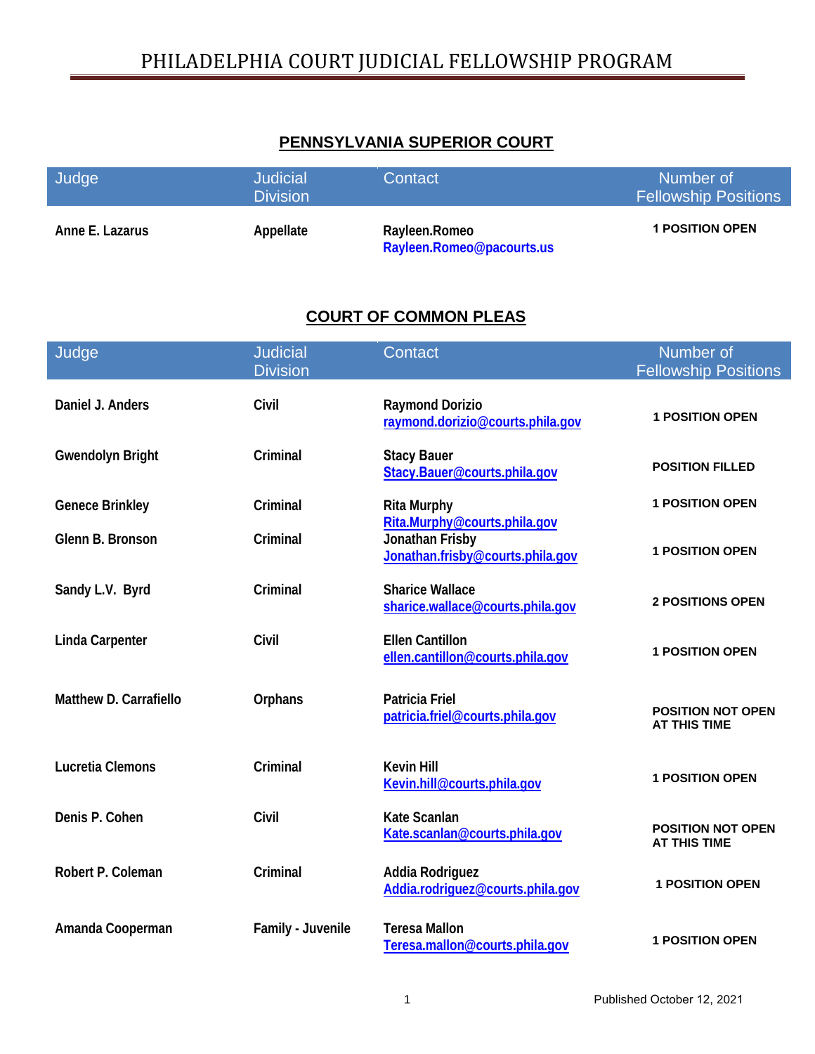# PHILADELPHIA COURT JUDICIAL FELLOWSHIP PROGRAM

## PENNSYLVANIA SUPERIOR COURT

| Judge | Judicial Division | Contact | Number of Fellowship Positions |
|---|---|---|---|
| Anne E. Lazarus | Appellate | Rayleen.Romeo<br>Rayleen.Romeo@pacourts.us | 1 POSITION OPEN |

## COURT OF COMMON PLEAS

| Judge | Judicial Division | Contact | Number of Fellowship Positions |
|---|---|---|---|
| Daniel J. Anders | Civil | Raymond Dorizio<br>raymond.dorizio@courts.phila.gov | 1 POSITION OPEN |
| Gwendolyn Bright | Criminal | Stacy Bauer<br>Stacy.Bauer@courts.phila.gov | POSITION FILLED |
| Genece Brinkley | Criminal | Rita Murphy<br>Rita.Murphy@courts.phila.gov | 1 POSITION OPEN |
| Glenn B. Bronson | Criminal | Jonathan Frisby<br>Jonathan.frisby@courts.phila.gov | 1 POSITION OPEN |
| Sandy L.V. Byrd | Criminal | Sharice Wallace<br>sharice.wallace@courts.phila.gov | 2 POSITIONS OPEN |
| Linda Carpenter | Civil | Ellen Cantillon<br>ellen.cantillon@courts.phila.gov | 1 POSITION OPEN |
| Matthew D. Carrafiello | Orphans | Patricia Friel<br>patricia.friel@courts.phila.gov | POSITION NOT OPEN AT THIS TIME |
| Lucretia Clemons | Criminal | Kevin Hill<br>Kevin.hill@courts.phila.gov | 1 POSITION OPEN |
| Denis P. Cohen | Civil | Kate Scanlan<br>Kate.scanlan@courts.phila.gov | POSITION NOT OPEN AT THIS TIME |
| Robert P. Coleman | Criminal | Addia Rodriguez<br>Addia.rodriguez@courts.phila.gov | 1 POSITION OPEN |
| Amanda Cooperman | Family - Juvenile | Teresa Mallon<br>Teresa.mallon@courts.phila.gov | 1 POSITION OPEN |

Published October 12, 2021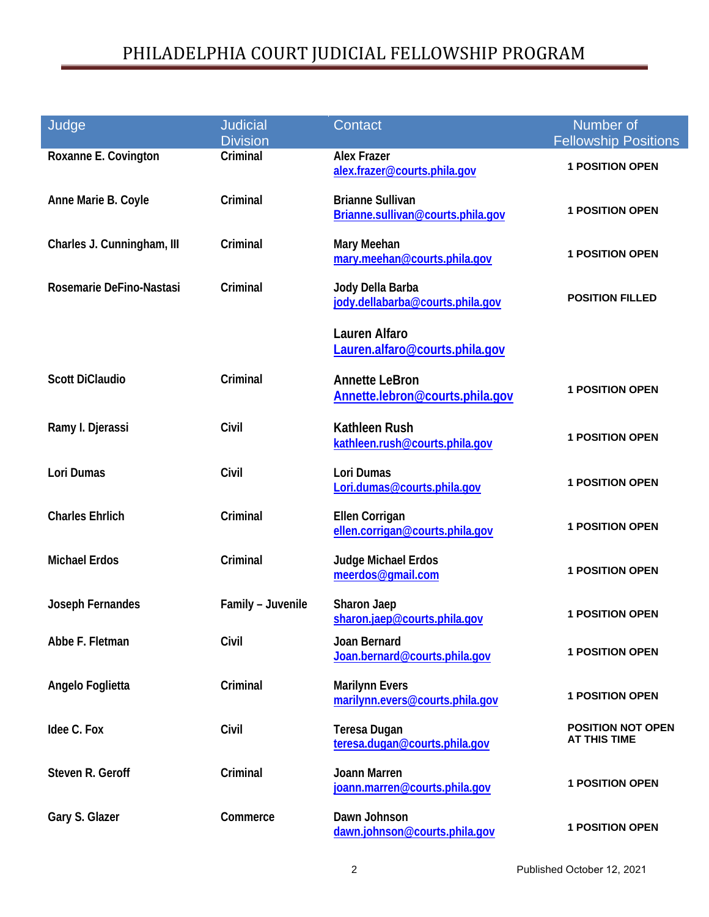# PHILADELPHIA COURT JUDICIAL FELLOWSHIP PROGRAM

| Judge | Judicial Division | Contact | Number of Fellowship Positions |
|---|---|---|---|
| **Roxanne E. Covington** | **Criminal** | **Alex Frazer** alex.frazer@courts.phila.gov | **1 POSITION OPEN** |
| **Anne Marie B. Coyle** | **Criminal** | **Brianne Sullivan** Brianne.sullivan@courts.phila.gov | **1 POSITION OPEN** |
| **Charles J. Cunningham, III** | **Criminal** | **Mary Meehan** mary.meehan@courts.phila.gov | **1 POSITION OPEN** |
| **Rosemarie DeFino-Nastasi** | **Criminal** | **Jody Della Barba** jody.dellabarba@courts.phila.gov **Lauren Alfaro** Lauren.alfaro@courts.phila.gov | **POSITION FILLED** |
| **Scott DiClaudio** | **Criminal** | **Annette LeBron** Annette.lebron@courts.phila.gov | **1 POSITION OPEN** |
| **Ramy I. Djerassi** | **Civil** | **Kathleen Rush** kathleen.rush@courts.phila.gov | **1 POSITION OPEN** |
| **Lori Dumas** | **Civil** | **Lori Dumas** Lori.dumas@courts.phila.gov | **1 POSITION OPEN** |
| **Charles Ehrlich** | **Criminal** | **Ellen Corrigan** ellen.corrigan@courts.phila.gov | **1 POSITION OPEN** |
| **Michael Erdos** | **Criminal** | **Judge Michael Erdos** meerdos@gmail.com | **1 POSITION OPEN** |
| **Joseph Fernandes** | **Family – Juvenile** | **Sharon Jaep** sharon.jaep@courts.phila.gov | **1 POSITION OPEN** |
| **Abbe F. Fletman** | **Civil** | **Joan Bernard** Joan.bernard@courts.phila.gov | **1 POSITION OPEN** |
| **Angelo Foglietta** | **Criminal** | **Marilynn Evers** marilynn.evers@courts.phila.gov | **1 POSITION OPEN** |
| **Idee C. Fox** | **Civil** | **Teresa Dugan** teresa.dugan@courts.phila.gov | **POSITION NOT OPEN AT THIS TIME** |
| **Steven R. Geroff** | **Criminal** | **Joann Marren** joann.marren@courts.phila.gov | **1 POSITION OPEN** |
| **Gary S. Glazer** | **Commerce** | **Dawn Johnson** dawn.johnson@courts.phila.gov | **1 POSITION OPEN** |

Published October 12, 2021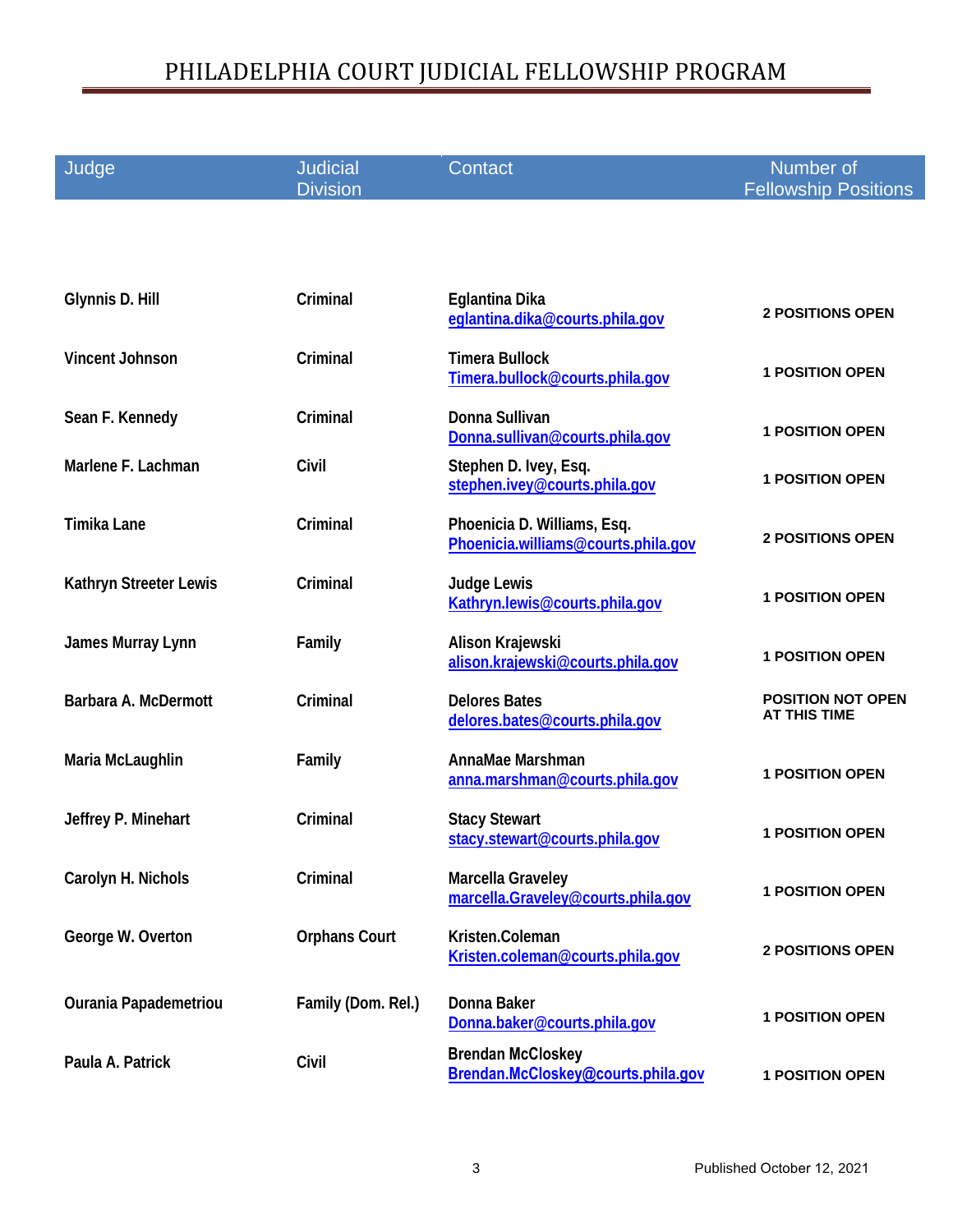# PHILADELPHIA COURT JUDICIAL FELLOWSHIP PROGRAM

| Judge | Judicial Division | Contact | Number of Fellowship Positions |
|---|---|---|---|
| **Glynnis D. Hill** | **Criminal** | **Eglantina Dika** eglantina.dika@courts.phila.gov | **2 POSITIONS OPEN** |
| **Vincent Johnson** | **Criminal** | **Timera Bullock** Timera.bullock@courts.phila.gov | **1 POSITION OPEN** |
| **Sean F. Kennedy** | **Criminal** | **Donna Sullivan** Donna.sullivan@courts.phila.gov | **1 POSITION OPEN** |
| **Marlene F. Lachman** | **Civil** | **Stephen D. Ivey, Esq.** stephen.ivey@courts.phila.gov | **1 POSITION OPEN** |
| **Timika Lane** | **Criminal** | **Phoenicia D. Williams, Esq.** Phoenicia.williams@courts.phila.gov | **2 POSITIONS OPEN** |
| **Kathryn Streeter Lewis** | **Criminal** | **Judge Lewis** Kathryn.lewis@courts.phila.gov | **1 POSITION OPEN** |
| **James Murray Lynn** | **Family** | **Alison Krajewski** alison.krajewski@courts.phila.gov | **1 POSITION OPEN** |
| **Barbara A. McDermott** | **Criminal** | **Delores Bates** delores.bates@courts.phila.gov | **POSITION NOT OPEN AT THIS TIME** |
| **Maria McLaughlin** | **Family** | **AnnaMae Marshman** anna.marshman@courts.phila.gov | **1 POSITION OPEN** |
| **Jeffrey P. Minehart** | **Criminal** | **Stacy Stewart** stacy.stewart@courts.phila.gov | **1 POSITION OPEN** |
| **Carolyn H. Nichols** | **Criminal** | **Marcella Graveley** marcella.Graveley@courts.phila.gov | **1 POSITION OPEN** |
| **George W. Overton** | **Orphans Court** | **Kristen.Coleman** Kristen.coleman@courts.phila.gov | **2 POSITIONS OPEN** |
| **Ourania Papademetriou** | **Family (Dom. Rel.)** | **Donna Baker** Donna.baker@courts.phila.gov | **1 POSITION OPEN** |
| **Paula A. Patrick** | **Civil** | **Brendan McCloskey** Brendan.McCloskey@courts.phila.gov | **1 POSITION OPEN** |

Published October 12, 2021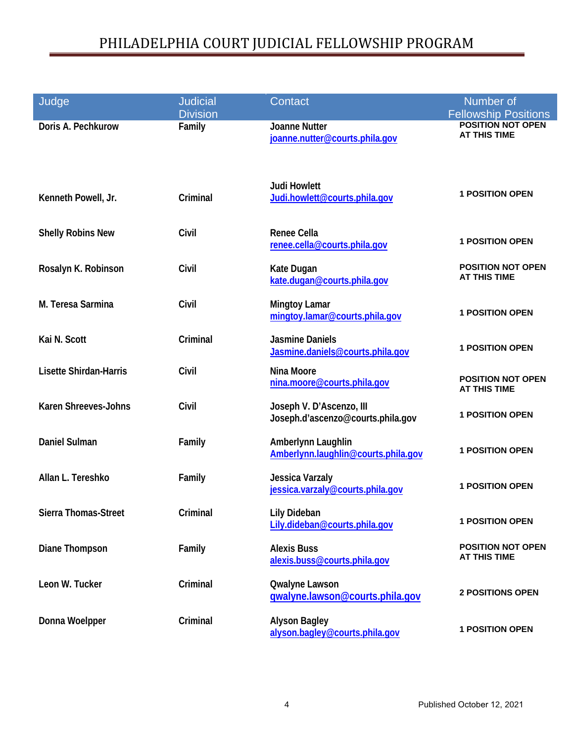# PHILADELPHIA COURT JUDICIAL FELLOWSHIP PROGRAM

| Judge | Judicial Division | Contact | Number of Fellowship Positions |
|---|---|---|---|
| **Doris A. Pechkurow** | **Family** | **Joanne Nutter** joanne.nutter@courts.phila.gov | **POSITION NOT OPEN AT THIS TIME** |
| **Kenneth Powell, Jr.** | **Criminal** | **Judi Howlett** Judi.howlett@courts.phila.gov | **1 POSITION OPEN** |
| **Shelly Robins New** | **Civil** | **Renee Cella** renee.cella@courts.phila.gov | **1 POSITION OPEN** |
| **Rosalyn K. Robinson** | **Civil** | **Kate Dugan** kate.dugan@courts.phila.gov | **POSITION NOT OPEN AT THIS TIME** |
| **M. Teresa Sarmina** | **Civil** | **Mingtoy Lamar** mingtoy.lamar@courts.phila.gov | **1 POSITION OPEN** |
| **Kai N. Scott** | **Criminal** | **Jasmine Daniels** Jasmine.daniels@courts.phila.gov | **1 POSITION OPEN** |
| **Lisette Shirdan-Harris** | **Civil** | **Nina Moore** nina.moore@courts.phila.gov | **POSITION NOT OPEN AT THIS TIME** |
| **Karen Shreeves-Johns** | **Civil** | **Joseph V. D'Ascenzo, III** Joseph.d'ascenzo@courts.phila.gov | **1 POSITION OPEN** |
| **Daniel Sulman** | **Family** | **Amberlynn Laughlin** Amberlynn.laughlin@courts.phila.gov | **1 POSITION OPEN** |
| **Allan L. Tereshko** | **Family** | **Jessica Varzaly** jessica.varzaly@courts.phila.gov | **1 POSITION OPEN** |
| **Sierra Thomas-Street** | **Criminal** | **Lily Dideban** Lily.dideban@courts.phila.gov | **1 POSITION OPEN** |
| **Diane Thompson** | **Family** | **Alexis Buss** alexis.buss@courts.phila.gov | **POSITION NOT OPEN AT THIS TIME** |
| **Leon W. Tucker** | **Criminal** | **Qwalyne Lawson** qwalyne.lawson@courts.phila.gov | **2 POSITIONS OPEN** |
| **Donna Woelpper** | **Criminal** | **Alyson Bagley** alyson.bagley@courts.phila.gov | **1 POSITION OPEN** |

Published October 12, 2021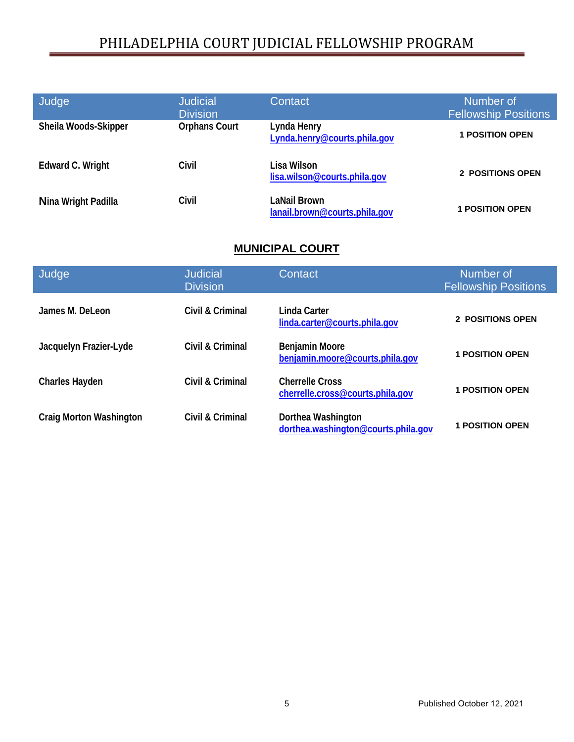| Judge | Judicial Division | Contact | Number of Fellowship Positions |
|---|---|---|---|
| **Sheila Woods-Skipper** | **Orphans Court** | **Lynda Henry**<br>**Lynda.henry@courts.phila.gov** | **1 POSITION OPEN** |
| **Edward C. Wright** | **Civil** | **Lisa Wilson**<br>**lisa.wilson@courts.phila.gov** | **2 POSITIONS OPEN** |
| **Nina Wright Padilla** | **Civil** | **LaNail Brown**<br>**lanail.brown@courts.phila.gov** | **1 POSITION OPEN** |

## MUNICIPAL COURT

| Judge | Judicial Division | Contact | Number of Fellowship Positions |
|---|---|---|---|
| **James M. DeLeon** | **Civil & Criminal** | **Linda Carter**<br>**linda.carter@courts.phila.gov** | **2 POSITIONS OPEN** |
| **Jacquelyn Frazier-Lyde** | **Civil & Criminal** | **Benjamin Moore**<br>**benjamin.moore@courts.phila.gov** | **1 POSITION OPEN** |
| **Charles Hayden** | **Civil & Criminal** | **Cherrelle Cross**<br>**cherrelle.cross@courts.phila.gov** | **1 POSITION OPEN** |
| **Craig Morton Washington** | **Civil & Criminal** | **Dorthea Washington**<br>**dorthea.washington@courts.phila.gov** | **1 POSITION OPEN** |

Published October 12, 2021